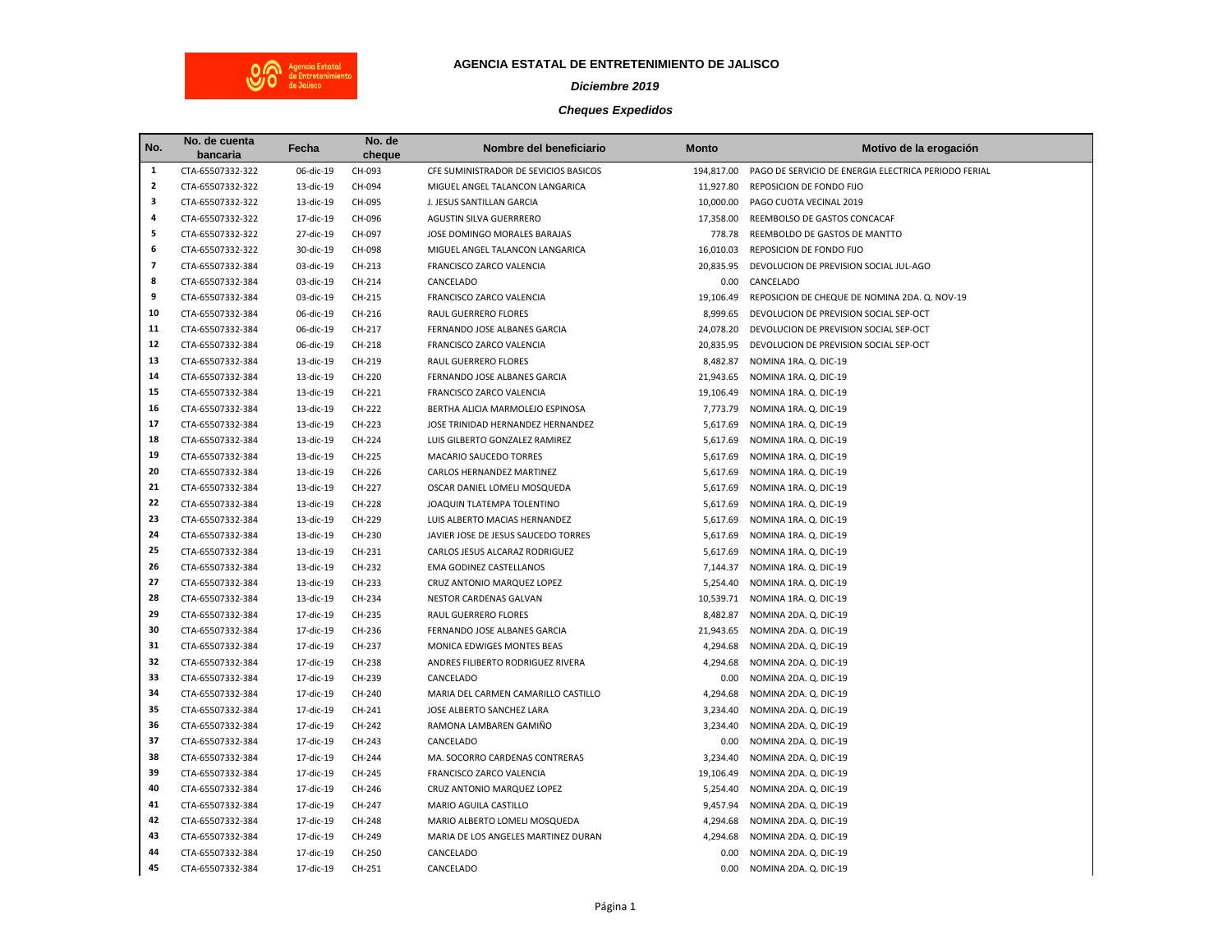# AGENCIA ESTATAL DE ENTRETENIMIENTO DE JALISCO

*Diciembre 2019*

*Cheques Expedidos*

| No. | No. de cuenta bancaria | Fecha | No. de cheque | Nombre del beneficiario | Monto | Motivo de la erogación |
|---|---|---|---|---|---|---|
| 1 | CTA-65507332-322 | 06-dic-19 | CH-093 | CFE SUMINISTRADOR DE SEVICIOS BASICOS | 194,817.00 | PAGO DE SERVICIO DE ENERGIA ELECTRICA PERIODO FERIAL |
| 2 | CTA-65507332-322 | 13-dic-19 | CH-094 | MIGUEL ANGEL TALANCON LANGARICA | 11,927.80 | REPOSICION DE FONDO FIJO |
| 3 | CTA-65507332-322 | 13-dic-19 | CH-095 | J. JESUS SANTILLAN GARCIA | 10,000.00 | PAGO CUOTA VECINAL 2019 |
| 4 | CTA-65507332-322 | 17-dic-19 | CH-096 | AGUSTIN SILVA GUERRRERO | 17,358.00 | REEMBOLSO DE GASTOS CONCACAF |
| 5 | CTA-65507332-322 | 27-dic-19 | CH-097 | JOSE DOMINGO MORALES BARAJAS | 778.78 | REEMBOLDO DE GASTOS DE MANTTO |
| 6 | CTA-65507332-322 | 30-dic-19 | CH-098 | MIGUEL ANGEL TALANCON LANGARICA | 16,010.03 | REPOSICION DE FONDO FIJO |
| 7 | CTA-65507332-384 | 03-dic-19 | CH-213 | FRANCISCO ZARCO VALENCIA | 20,835.95 | DEVOLUCION DE PREVISION SOCIAL JUL-AGO |
| 8 | CTA-65507332-384 | 03-dic-19 | CH-214 | CANCELADO | 0.00 | CANCELADO |
| 9 | CTA-65507332-384 | 03-dic-19 | CH-215 | FRANCISCO ZARCO VALENCIA | 19,106.49 | REPOSICION DE CHEQUE DE NOMINA 2DA. Q. NOV-19 |
| 10 | CTA-65507332-384 | 06-dic-19 | CH-216 | RAUL GUERRERO FLORES | 8,999.65 | DEVOLUCION DE PREVISION SOCIAL SEP-OCT |
| 11 | CTA-65507332-384 | 06-dic-19 | CH-217 | FERNANDO JOSE ALBANES GARCIA | 24,078.20 | DEVOLUCION DE PREVISION SOCIAL SEP-OCT |
| 12 | CTA-65507332-384 | 06-dic-19 | CH-218 | FRANCISCO ZARCO VALENCIA | 20,835.95 | DEVOLUCION DE PREVISION SOCIAL SEP-OCT |
| 13 | CTA-65507332-384 | 13-dic-19 | CH-219 | RAUL GUERRERO FLORES | 8,482.87 | NOMINA 1RA. Q. DIC-19 |
| 14 | CTA-65507332-384 | 13-dic-19 | CH-220 | FERNANDO JOSE ALBANES GARCIA | 21,943.65 | NOMINA 1RA. Q. DIC-19 |
| 15 | CTA-65507332-384 | 13-dic-19 | CH-221 | FRANCISCO ZARCO VALENCIA | 19,106.49 | NOMINA 1RA. Q. DIC-19 |
| 16 | CTA-65507332-384 | 13-dic-19 | CH-222 | BERTHA ALICIA MARMOLEJO ESPINOSA | 7,773.79 | NOMINA 1RA. Q. DIC-19 |
| 17 | CTA-65507332-384 | 13-dic-19 | CH-223 | JOSE TRINIDAD HERNANDEZ HERNANDEZ | 5,617.69 | NOMINA 1RA. Q. DIC-19 |
| 18 | CTA-65507332-384 | 13-dic-19 | CH-224 | LUIS GILBERTO GONZALEZ RAMIREZ | 5,617.69 | NOMINA 1RA. Q. DIC-19 |
| 19 | CTA-65507332-384 | 13-dic-19 | CH-225 | MACARIO SAUCEDO TORRES | 5,617.69 | NOMINA 1RA. Q. DIC-19 |
| 20 | CTA-65507332-384 | 13-dic-19 | CH-226 | CARLOS HERNANDEZ MARTINEZ | 5,617.69 | NOMINA 1RA. Q. DIC-19 |
| 21 | CTA-65507332-384 | 13-dic-19 | CH-227 | OSCAR DANIEL LOMELI MOSQUEDA | 5,617.69 | NOMINA 1RA. Q. DIC-19 |
| 22 | CTA-65507332-384 | 13-dic-19 | CH-228 | JOAQUIN TLATEMPA TOLENTINO | 5,617.69 | NOMINA 1RA. Q. DIC-19 |
| 23 | CTA-65507332-384 | 13-dic-19 | CH-229 | LUIS ALBERTO MACIAS HERNANDEZ | 5,617.69 | NOMINA 1RA. Q. DIC-19 |
| 24 | CTA-65507332-384 | 13-dic-19 | CH-230 | JAVIER JOSE DE JESUS SAUCEDO TORRES | 5,617.69 | NOMINA 1RA. Q. DIC-19 |
| 25 | CTA-65507332-384 | 13-dic-19 | CH-231 | CARLOS JESUS ALCARAZ RODRIGUEZ | 5,617.69 | NOMINA 1RA. Q. DIC-19 |
| 26 | CTA-65507332-384 | 13-dic-19 | CH-232 | EMA GODINEZ CASTELLANOS | 7,144.37 | NOMINA 1RA. Q. DIC-19 |
| 27 | CTA-65507332-384 | 13-dic-19 | CH-233 | CRUZ ANTONIO MARQUEZ LOPEZ | 5,254.40 | NOMINA 1RA. Q. DIC-19 |
| 28 | CTA-65507332-384 | 13-dic-19 | CH-234 | NESTOR CARDENAS GALVAN | 10,539.71 | NOMINA 1RA. Q. DIC-19 |
| 29 | CTA-65507332-384 | 17-dic-19 | CH-235 | RAUL GUERRERO FLORES | 8,482.87 | NOMINA 2DA. Q. DIC-19 |
| 30 | CTA-65507332-384 | 17-dic-19 | CH-236 | FERNANDO JOSE ALBANES GARCIA | 21,943.65 | NOMINA 2DA. Q. DIC-19 |
| 31 | CTA-65507332-384 | 17-dic-19 | CH-237 | MONICA EDWIGES MONTES BEAS | 4,294.68 | NOMINA 2DA. Q. DIC-19 |
| 32 | CTA-65507332-384 | 17-dic-19 | CH-238 | ANDRES FILIBERTO RODRIGUEZ RIVERA | 4,294.68 | NOMINA 2DA. Q. DIC-19 |
| 33 | CTA-65507332-384 | 17-dic-19 | CH-239 | CANCELADO | 0.00 | NOMINA 2DA. Q. DIC-19 |
| 34 | CTA-65507332-384 | 17-dic-19 | CH-240 | MARIA DEL CARMEN CAMARILLO CASTILLO | 4,294.68 | NOMINA 2DA. Q. DIC-19 |
| 35 | CTA-65507332-384 | 17-dic-19 | CH-241 | JOSE ALBERTO SANCHEZ LARA | 3,234.40 | NOMINA 2DA. Q. DIC-19 |
| 36 | CTA-65507332-384 | 17-dic-19 | CH-242 | RAMONA LAMBAREN GAMIÑO | 3,234.40 | NOMINA 2DA. Q. DIC-19 |
| 37 | CTA-65507332-384 | 17-dic-19 | CH-243 | CANCELADO | 0.00 | NOMINA 2DA. Q. DIC-19 |
| 38 | CTA-65507332-384 | 17-dic-19 | CH-244 | MA. SOCORRO CARDENAS CONTRERAS | 3,234.40 | NOMINA 2DA. Q. DIC-19 |
| 39 | CTA-65507332-384 | 17-dic-19 | CH-245 | FRANCISCO ZARCO VALENCIA | 19,106.49 | NOMINA 2DA. Q. DIC-19 |
| 40 | CTA-65507332-384 | 17-dic-19 | CH-246 | CRUZ ANTONIO MARQUEZ LOPEZ | 5,254.40 | NOMINA 2DA. Q. DIC-19 |
| 41 | CTA-65507332-384 | 17-dic-19 | CH-247 | MARIO AGUILA CASTILLO | 9,457.94 | NOMINA 2DA. Q. DIC-19 |
| 42 | CTA-65507332-384 | 17-dic-19 | CH-248 | MARIO ALBERTO LOMELI MOSQUEDA | 4,294.68 | NOMINA 2DA. Q. DIC-19 |
| 43 | CTA-65507332-384 | 17-dic-19 | CH-249 | MARIA DE LOS ANGELES MARTINEZ DURAN | 4,294.68 | NOMINA 2DA. Q. DIC-19 |
| 44 | CTA-65507332-384 | 17-dic-19 | CH-250 | CANCELADO | 0.00 | NOMINA 2DA. Q. DIC-19 |
| 45 | CTA-65507332-384 | 17-dic-19 | CH-251 | CANCELADO | 0.00 | NOMINA 2DA. Q. DIC-19 |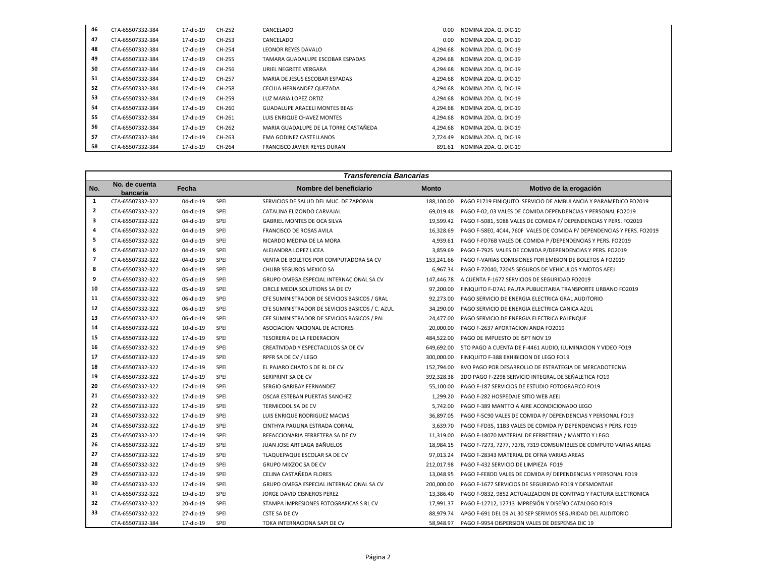| | | | | | | |
|---|---|---|---|---|---|---|
| 46 | CTA-65507332-384 | 17-dic-19 | CH-252 | CANCELADO | 0.00 | NOMINA 2DA. Q. DIC-19 |
| 47 | CTA-65507332-384 | 17-dic-19 | CH-253 | CANCELADO | 0.00 | NOMINA 2DA. Q. DIC-19 |
| 48 | CTA-65507332-384 | 17-dic-19 | CH-254 | LEONOR REYES DAVALO | 4,294.68 | NOMINA 2DA. Q. DIC-19 |
| 49 | CTA-65507332-384 | 17-dic-19 | CH-255 | TAMARA GUADALUPE ESCOBAR ESPADAS | 4,294.68 | NOMINA 2DA. Q. DIC-19 |
| 50 | CTA-65507332-384 | 17-dic-19 | CH-256 | URIEL NEGRETE VERGARA | 4,294.68 | NOMINA 2DA. Q. DIC-19 |
| 51 | CTA-65507332-384 | 17-dic-19 | CH-257 | MARIA DE JESUS ESCOBAR ESPADAS | 4,294.68 | NOMINA 2DA. Q. DIC-19 |
| 52 | CTA-65507332-384 | 17-dic-19 | CH-258 | CECILIA HERNANDEZ QUEZADA | 4,294.68 | NOMINA 2DA. Q. DIC-19 |
| 53 | CTA-65507332-384 | 17-dic-19 | CH-259 | LUZ MARIA LOPEZ ORTIZ | 4,294.68 | NOMINA 2DA. Q. DIC-19 |
| 54 | CTA-65507332-384 | 17-dic-19 | CH-260 | GUADALUPE ARACELI MONTES BEAS | 4,294.68 | NOMINA 2DA. Q. DIC-19 |
| 55 | CTA-65507332-384 | 17-dic-19 | CH-261 | LUIS ENRIQUE CHAVEZ MONTES | 4,294.68 | NOMINA 2DA. Q. DIC-19 |
| 56 | CTA-65507332-384 | 17-dic-19 | CH-262 | MARIA GUADALUPE DE LA TORRE CASTAÑEDA | 4,294.68 | NOMINA 2DA. Q. DIC-19 |
| 57 | CTA-65507332-384 | 17-dic-19 | CH-263 | EMA GODINEZ CASTELLANOS | 2,724.49 | NOMINA 2DA. Q. DIC-19 |
| 58 | CTA-65507332-384 | 17-dic-19 | CH-264 | FRANCISCO JAVIER REYES DURAN | 891.61 | NOMINA 2DA. Q. DIC-19 |

***Transferencia Bancarias***

| No. | No. de cuenta bancaria | Fecha | | Nombre del beneficiario | Monto | Motivo de la erogación |
|---|---|---|---|---|---|---|
| 1 | CTA-65507332-322 | 04-dic-19 | SPEI | SERVICIOS DE SALUD DEL MUC. DE ZAPOPAN | 188,100.00 | PAGO F1719 FINIQUITO SERVICIO DE AMBULANCIA Y PARAMEDICO FO2019 |
| 2 | CTA-65507332-322 | 04-dic-19 | SPEI | CATALINA ELIZONDO CARVAJAL | 69,019.48 | PAGO F-02, 03 VALES DE COMIDA DEPENDENCIAS Y PERSONAL FO2019 |
| 3 | CTA-65507332-322 | 04-dic-19 | SPEI | GABRIEL MONTES DE OCA SILVA | 19,599.42 | PAGO F-5081, 5088 VALES DE COMIDA P/ DEPENDENCIAS Y PERS. FO2019 |
| 4 | CTA-65507332-322 | 04-dic-19 | SPEI | FRANCISCO DE ROSAS AVILA | 16,328.69 | PAGO F-58E0, 4C44, 760F VALES DE COMIDA P/ DEPENDENCIAS Y PERS. FO2019 |
| 5 | CTA-65507332-322 | 04-dic-19 | SPEI | RICARDO MEDINA DE LA MORA | 4,939.61 | PAGO F-FD76B VALES DE COMIDA P /DEPENDENCIAS Y PERS. FO2019 |
| 6 | CTA-65507332-322 | 04-dic-19 | SPEI | ALEJANDRA LOPEZ LICEA | 3,859.69 | PAGO F-792S VALES DE COMIDA P/DEPENDENCIAS Y PERS. FO2019 |
| 7 | CTA-65507332-322 | 04-dic-19 | SPEI | VENTA DE BOLETOS POR COMPUTADORA SA CV | 153,241.66 | PAGO F-VARIAS COMISIONES POR EMISION DE BOLETOS A FO2019 |
| 8 | CTA-65507332-322 | 04-dic-19 | SPEI | CHUBB SEGUROS MEXICO SA | 6,967.34 | PAGO F-72040, 72045 SEGUROS DE VEHICULOS Y MOTOS AEEJ |
| 9 | CTA-65507332-322 | 05-dic-19 | SPEI | GRUPO OMEGA ESPECIAL INTERNACIONAL SA CV | 147,446.78 | A CUENTA F-1677 SERVICIOS DE SEGURIDAD FO2019 |
| 10 | CTA-65507332-322 | 05-dic-19 | SPEI | CIRCLE MEDIA SOLUTIONS SA DE CV | 97,200.00 | FINIQUITO F-D7A1 PAUTA PUBLICITARIA TRANSPORTE URBANO FO2019 |
| 11 | CTA-65507332-322 | 06-dic-19 | SPEI | CFE SUMINISTRADOR DE SEVICIOS BASICOS / GRAL | 92,273.00 | PAGO SERVICIO DE ENERGIA ELECTRICA GRAL AUDITORIO |
| 12 | CTA-65507332-322 | 06-dic-19 | SPEI | CFE SUMINISTRADOR DE SEVICIOS BASICOS / C. AZUL | 34,290.00 | PAGO SERVICIO DE ENERGIA ELECTRICA CANICA AZUL |
| 13 | CTA-65507332-322 | 06-dic-19 | SPEI | CFE SUMINISTRADOR DE SEVICIOS BASICOS / PAL | 24,477.00 | PAGO SERVICIO DE ENERGIA ELECTRICA PALENQUE |
| 14 | CTA-65507332-322 | 10-dic-19 | SPEI | ASOCIACION NACIONAL DE ACTORES | 20,000.00 | PAGO F-2637 APORTACION ANDA FO2019 |
| 15 | CTA-65507332-322 | 17-dic-19 | SPEI | TESORERIA DE LA FEDERACION | 484,522.00 | PAGO DE IMPUESTO DE ISPT NOV 19 |
| 16 | CTA-65507332-322 | 17-dic-19 | SPEI | CREATIVIDAD Y ESPECTACULOS SA DE CV | 649,692.00 | 5TO PAGO A CUENTA DE F-4461 AUDIO, ILUMINACION Y VIDEO FO19 |
| 17 | CTA-65507332-322 | 17-dic-19 | SPEI | RPFR SA DE CV / LEGO | 300,000.00 | FINIQUITO F-388 EXHIBICION DE LEGO FO19 |
| 18 | CTA-65507332-322 | 17-dic-19 | SPEI | EL PAJARO CHATO S DE RL DE CV | 152,794.00 | 8VO PAGO POR DESARROLLO DE ESTRATEGIA DE MERCADOTECNIA |
| 19 | CTA-65507332-322 | 17-dic-19 | SPEI | SERIPRINT SA DE CV | 392,328.38 | 2DO PAGO F-2298 SERVICIO INTEGRAL DE SEÑALETICA FO19 |
| 20 | CTA-65507332-322 | 17-dic-19 | SPEI | SERGIO GARIBAY FERNANDEZ | 55,100.00 | PAGO F-187 SERVICIOS DE ESTUDIO FOTOGRAFICO FO19 |
| 21 | CTA-65507332-322 | 17-dic-19 | SPEI | OSCAR ESTEBAN PUERTAS SANCHEZ | 1,299.20 | PAGO F-282 HOSPEDAJE SITIO WEB AEEJ |
| 22 | CTA-65507332-322 | 17-dic-19 | SPEI | TERMICOOL SA DE CV | 5,742.00 | PAGO F-389 MANTTO A AIRE ACONDICIONADO LEGO |
| 23 | CTA-65507332-322 | 17-dic-19 | SPEI | LUIS ENRIQUE RODRIGUEZ MACIAS | 36,897.05 | PAGO F-5C90 VALES DE COMIDA P/ DEPENDENCIAS Y PERSONAL FO19 |
| 24 | CTA-65507332-322 | 17-dic-19 | SPEI | CINTHYA PAULINA ESTRADA CORRAL | 3,639.70 | PAGO F-FD35, 11B3 VALES DE COMIDA P/ DEPENDENCIAS Y PERS. FO19 |
| 25 | CTA-65507332-322 | 17-dic-19 | SPEI | REFACCIONARIA FERRETERA SA DE CV | 11,319.00 | PAGO F-18070 MATERIAL DE FERRETERIA / MANTTO Y LEGO |
| 26 | CTA-65507332-322 | 17-dic-19 | SPEI | JUAN JOSE ARTEAGA BAÑUELOS | 18,984.15 | PAGO F-7273, 7277, 7278, 7319 COMSUMIBLES DE COMPUTO VARIAS AREAS |
| 27 | CTA-65507332-322 | 17-dic-19 | SPEI | TLAQUEPAQUE ESCOLAR SA DE CV | 97,013.24 | PAGO F-28343 MATERIAL DE OFNA VARIAS AREAS |
| 28 | CTA-65507332-322 | 17-dic-19 | SPEI | GRUPO MIXZOC SA DE CV | 212,017.98 | PAGO F-432 SERVICIO DE LIMPIEZA FO19 |
| 29 | CTA-65507332-322 | 17-dic-19 | SPEI | CELINA CASTAÑEDA FLORES | 13,048.95 | PAGO F-FE8DD VALES DE COMIDA P/ DEPENDENCIAS Y PERSONAL FO19 |
| 30 | CTA-65507332-322 | 17-dic-19 | SPEI | GRUPO OMEGA ESPECIAL INTERNACIONAL SA CV | 200,000.00 | PAGO F-1677 SERVICIOS DE SEGURIDAD FO19 Y DESMONTAJE |
| 31 | CTA-65507332-322 | 19-dic-19 | SPEI | JORGE DAVID CISNEROS PEREZ | 13,386.40 | PAGO F-9832, 9852 ACTUALIZACION DE CONTPAQ Y FACTURA ELECTRONICA |
| 32 | CTA-65507332-322 | 20-dic-19 | SPEI | STAMPA IMPRESIONES FOTOGRAFICAS S RL CV | 17,991.37 | PAGO F-12712, 12713 IMPRESIÓN Y DISEÑO CATALOGO FO19 |
| 33 | CTA-65507332-322 | 27-dic-19 | SPEI | CSTE SA DE CV | 88,979.74 | APGO F-691 DEL 09 AL 30 SEP SERIVIOS SEGURIDAD DEL AUDITORIO |
| | CTA-65507332-384 | 17-dic-19 | SPEI | TOKA INTERNACIONA SAPI DE CV | 58,948.97 | PAGO F-9954 DISPERSION VALES DE DESPENSA DIC 19 |